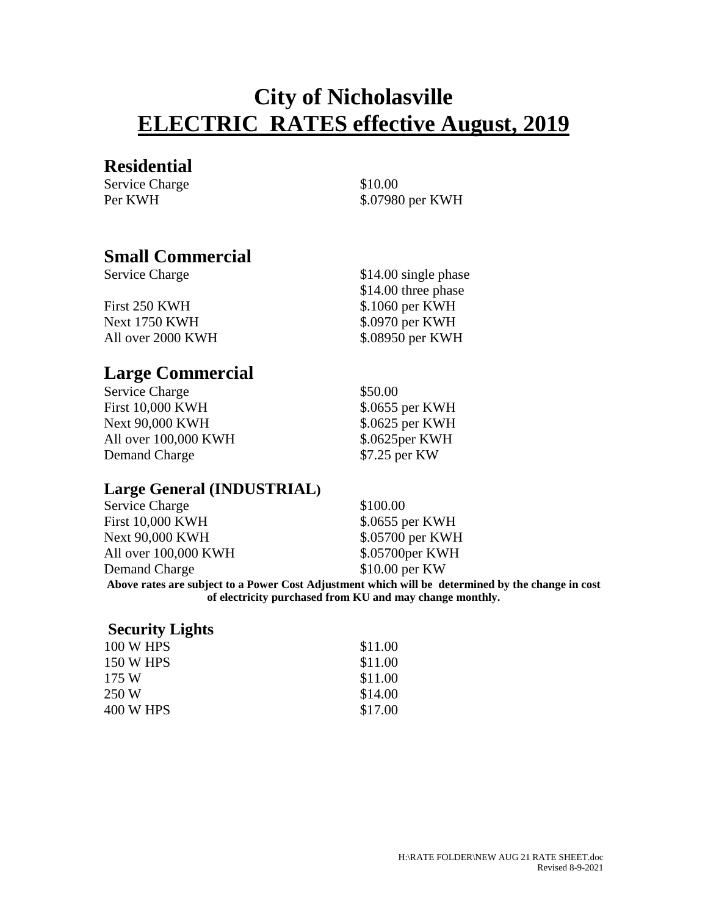# City of Nicholasville
# ELECTRIC RATES effective August, 2019

## Residential

| | |
|---|---|
| Service Charge | $10.00 |
| Per KWH | $.07980 per KWH |

## Small Commercial

| | |
|---|---|
| Service Charge | $14.00 single phase |
| | $14.00 three phase |
| First 250 KWH | $.1060 per KWH |
| Next 1750 KWH | $.0970 per KWH |
| All over 2000 KWH | $.08950 per KWH |

## Large Commercial

| | |
|---|---|
| Service Charge | $50.00 |
| First 10,000 KWH | $.0655 per KWH |
| Next 90,000 KWH | $.0625 per KWH |
| All over 100,000 KWH | $.0625per KWH |
| Demand Charge | $7.25 per KW |

### Large General (INDUSTRIAL)

| | |
|---|---|
| Service Charge | $100.00 |
| First 10,000 KWH | $.0655 per KWH |
| Next 90,000 KWH | $.05700 per KWH |
| All over 100,000 KWH | $.05700per KWH |
| Demand Charge | $10.00 per KW |

**Above rates are subject to a Power Cost Adjustment which will be determined by the change in cost of electricity purchased from KU and may change monthly.**

### Security Lights

| | |
|---|---|
| 100 W HPS | $11.00 |
| 150 W HPS | $11.00 |
| 175 W | $11.00 |
| 250 W | $14.00 |
| 400 W HPS | $17.00 |

H:\RATE FOLDER\NEW AUG 21 RATE SHEET.doc
Revised 8-9-2021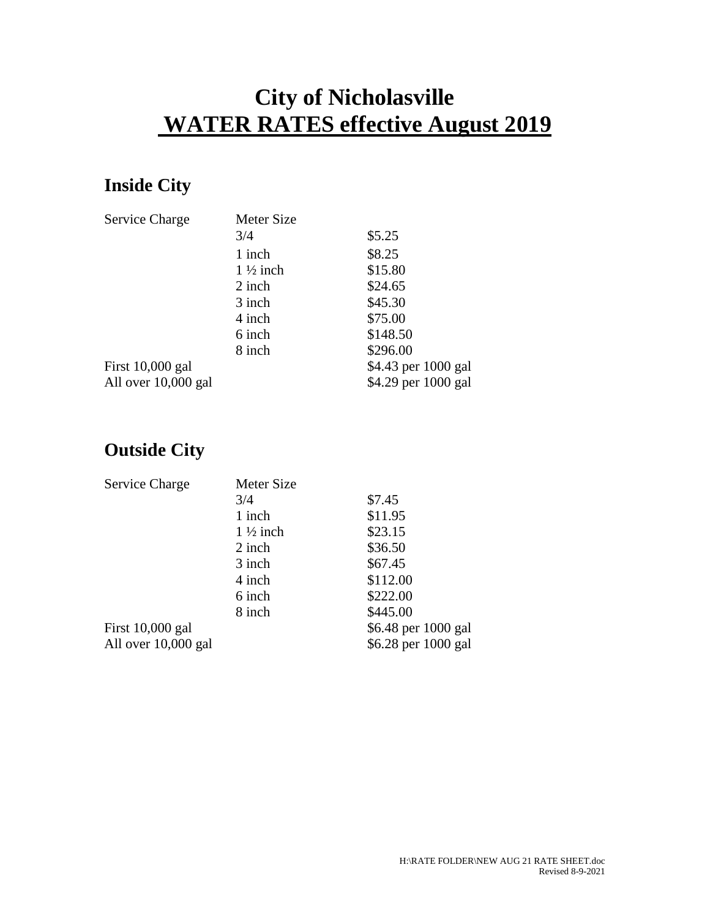# City of Nicholasville
# WATER RATES effective August 2019

## Inside City

| Service Charge | Meter Size | |
|---|---|---|
| | 3/4 | $5.25 |
| | 1 inch | $8.25 |
| | 1 ½ inch | $15.80 |
| | 2 inch | $24.65 |
| | 3 inch | $45.30 |
| | 4 inch | $75.00 |
| | 6 inch | $148.50 |
| | 8 inch | $296.00 |
| First 10,000 gal | | $4.43 per 1000 gal |
| All over 10,000 gal | | $4.29 per 1000 gal |

## Outside City

| Service Charge | Meter Size | |
|---|---|---|
| | 3/4 | $7.45 |
| | 1 inch | $11.95 |
| | 1 ½ inch | $23.15 |
| | 2 inch | $36.50 |
| | 3 inch | $67.45 |
| | 4 inch | $112.00 |
| | 6 inch | $222.00 |
| | 8 inch | $445.00 |
| First 10,000 gal | | $6.48 per 1000 gal |
| All over 10,000 gal | | $6.28 per 1000 gal |

H:\RATE FOLDER\NEW AUG 21 RATE SHEET.doc
Revised 8-9-2021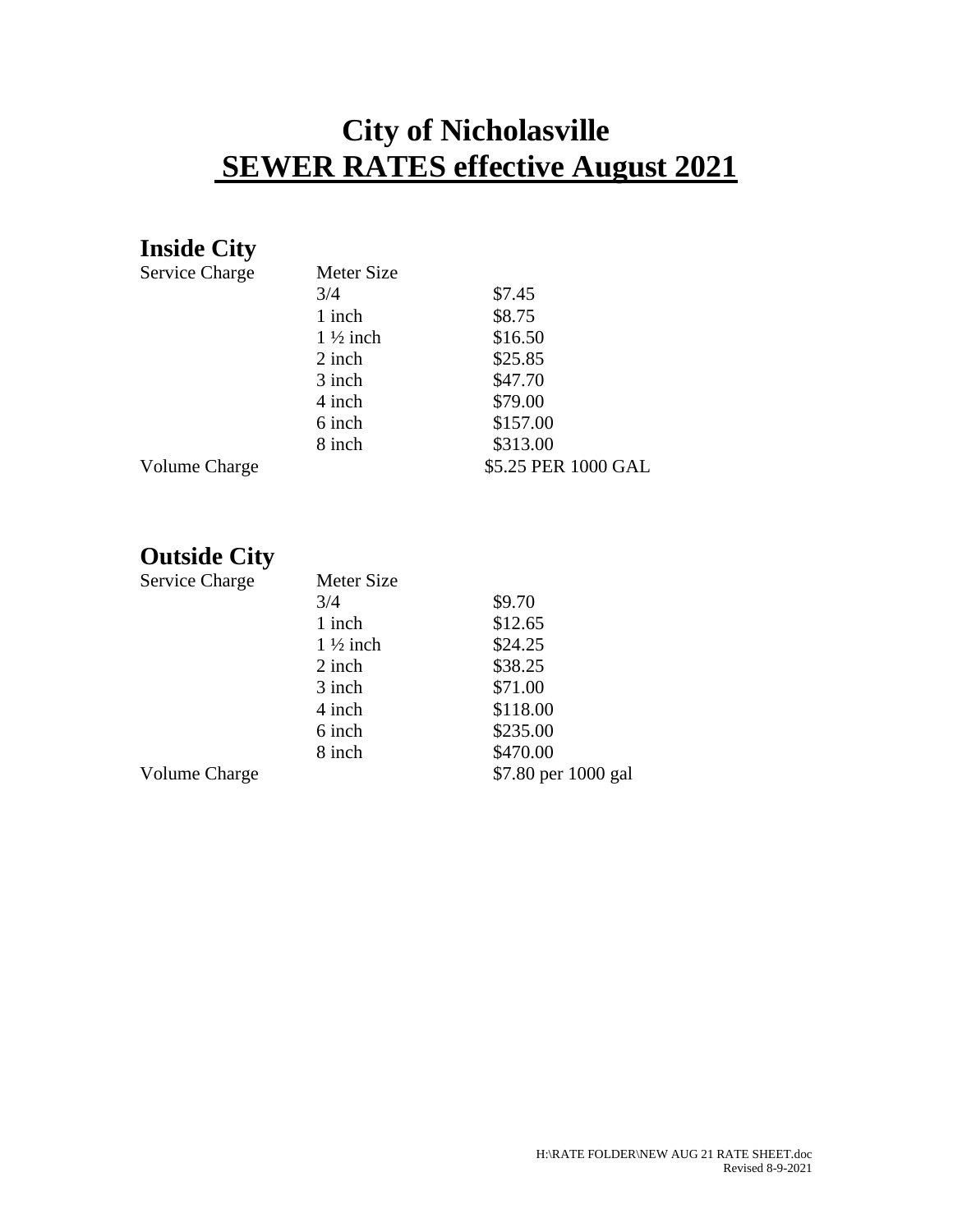# City of Nicholasville
# SEWER RATES effective August 2021

## Inside City

| | | |
|---|---|---|
| Service Charge | Meter Size | |
| | 3/4 | $7.45 |
| | 1 inch | $8.75 |
| | 1 ½ inch | $16.50 |
| | 2 inch | $25.85 |
| | 3 inch | $47.70 |
| | 4 inch | $79.00 |
| | 6 inch | $157.00 |
| | 8 inch | $313.00 |
| Volume Charge | | $5.25 PER 1000 GAL |

## Outside City

| | | |
|---|---|---|
| Service Charge | Meter Size | |
| | 3/4 | $9.70 |
| | 1 inch | $12.65 |
| | 1 ½ inch | $24.25 |
| | 2 inch | $38.25 |
| | 3 inch | $71.00 |
| | 4 inch | $118.00 |
| | 6 inch | $235.00 |
| | 8 inch | $470.00 |
| Volume Charge | | $7.80 per 1000 gal |

H:\RATE FOLDER\NEW AUG 21 RATE SHEET.doc
Revised 8-9-2021